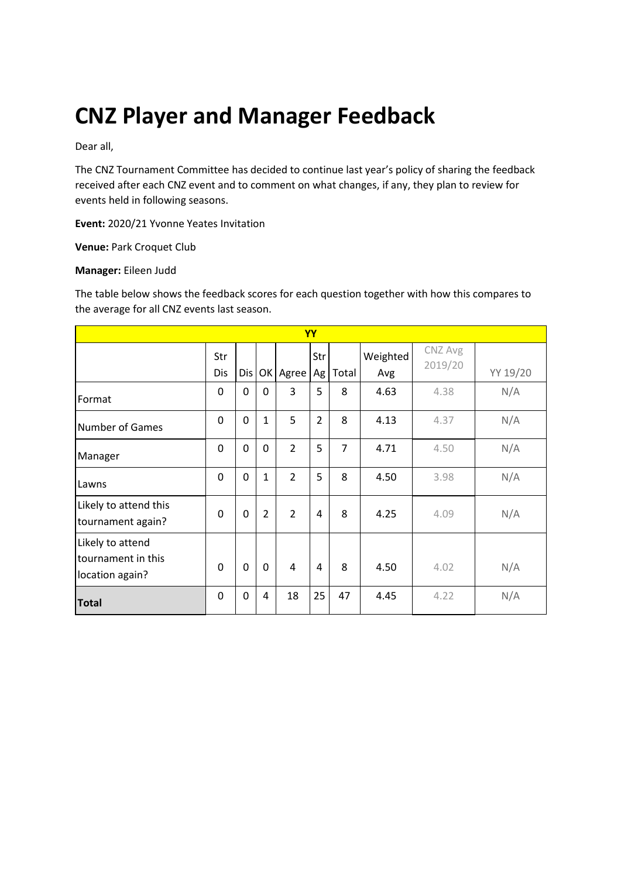# CNZ Player and Manager Feedback

Dear all,

The CNZ Tournament Committee has decided to continue last year's policy of sharing the feedback received after each CNZ event and to comment on what changes, if any, they plan to review for events held in following seasons.

**Event:** 2020/21 Yvonne Yeates Invitation

**Venue:** Park Croquet Club

**Manager:** Eileen Judd

The table below shows the feedback scores for each question together with how this compares to the average for all CNZ events last season.

| YY | | | | | | | | | |
|---|---|---|---|---|---|---|---|---|---|
| | Str Dis | Dis | OK | Agree | Str Ag | Total | Weighted Avg | CNZ Avg 2019/20 | YY 19/20 |
| Format | 0 | 0 | 0 | 3 | 5 | 8 | 4.63 | 4.38 | N/A |
| Number of Games | 0 | 0 | 1 | 5 | 2 | 8 | 4.13 | 4.37 | N/A |
| Manager | 0 | 0 | 0 | 2 | 5 | 7 | 4.71 | 4.50 | N/A |
| Lawns | 0 | 0 | 1 | 2 | 5 | 8 | 4.50 | 3.98 | N/A |
| Likely to attend this tournament again? | 0 | 0 | 2 | 2 | 4 | 8 | 4.25 | 4.09 | N/A |
| Likely to attend tournament in this location again? | 0 | 0 | 0 | 4 | 4 | 8 | 4.50 | 4.02 | N/A |
| **Total** | 0 | 0 | 4 | 18 | 25 | 47 | 4.45 | 4.22 | N/A |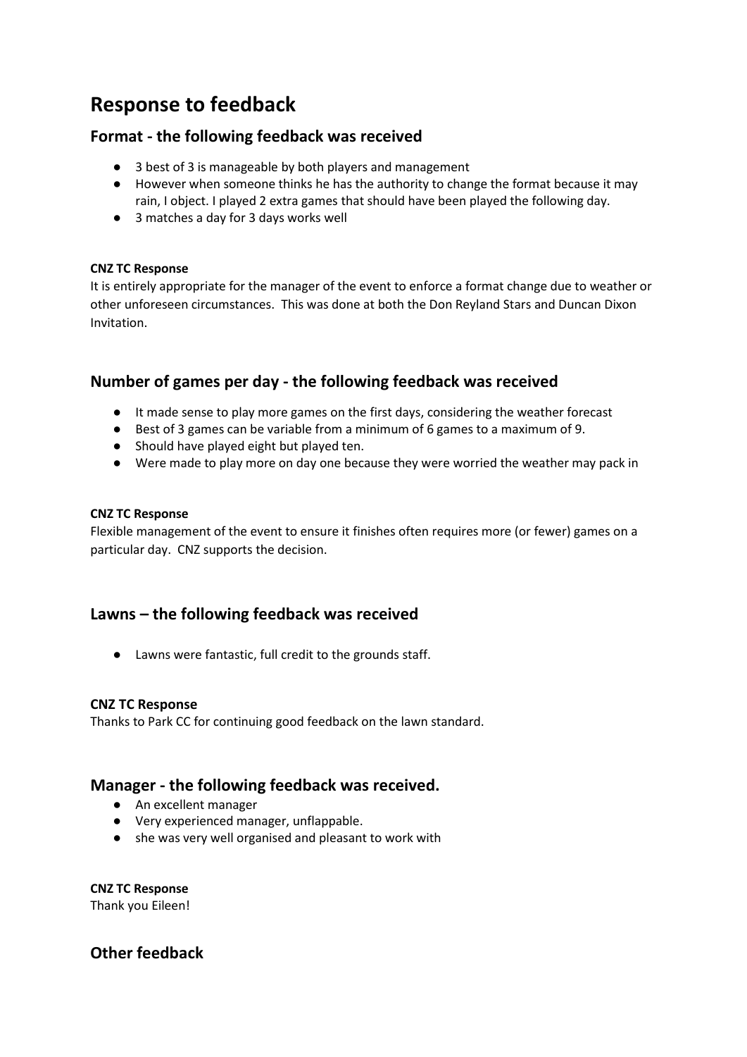# Response to feedback

## Format - the following feedback was received

- 3 best of 3 is manageable by both players and management
- However when someone thinks he has the authority to change the format because it may rain, I object. I played 2 extra games that should have been played the following day.
- 3 matches a day for 3 days works well

**CNZ TC Response**

It is entirely appropriate for the manager of the event to enforce a format change due to weather or other unforeseen circumstances. This was done at both the Don Reyland Stars and Duncan Dixon Invitation.

## Number of games per day - the following feedback was received

- It made sense to play more games on the first days, considering the weather forecast
- Best of 3 games can be variable from a minimum of 6 games to a maximum of 9.
- Should have played eight but played ten.
- Were made to play more on day one because they were worried the weather may pack in

**CNZ TC Response**

Flexible management of the event to ensure it finishes often requires more (or fewer) games on a particular day. CNZ supports the decision.

## Lawns – the following feedback was received

- Lawns were fantastic, full credit to the grounds staff.

**CNZ TC Response**

Thanks to Park CC for continuing good feedback on the lawn standard.

## Manager - the following feedback was received.

- An excellent manager
- Very experienced manager, unflappable.
- she was very well organised and pleasant to work with

**CNZ TC Response**

Thank you Eileen!

## Other feedback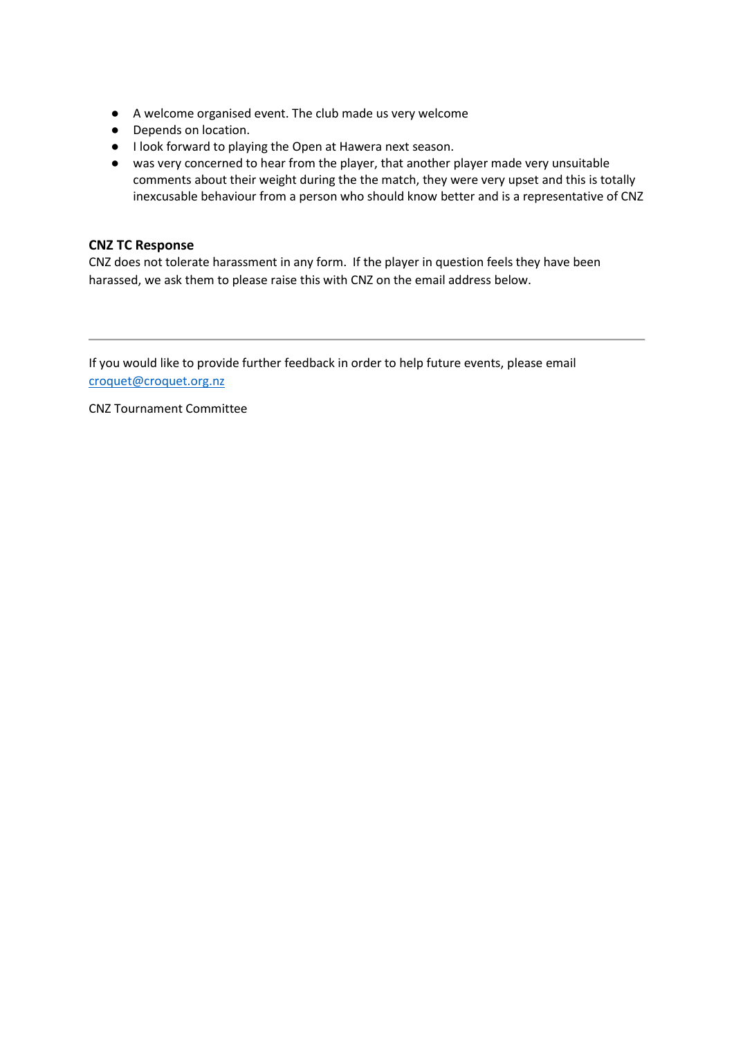- A welcome organised event. The club made us very welcome
- Depends on location.
- I look forward to playing the Open at Hawera next season.
- was very concerned to hear from the player, that another player made very unsuitable comments about their weight during the the match, they were very upset and this is totally inexcusable behaviour from a person who should know better and is a representative of CNZ

**CNZ TC Response**

CNZ does not tolerate harassment in any form. If the player in question feels they have been harassed, we ask them to please raise this with CNZ on the email address below.

---

If you would like to provide further feedback in order to help future events, please email [croquet@croquet.org.nz](mailto:croquet@croquet.org.nz)

CNZ Tournament Committee